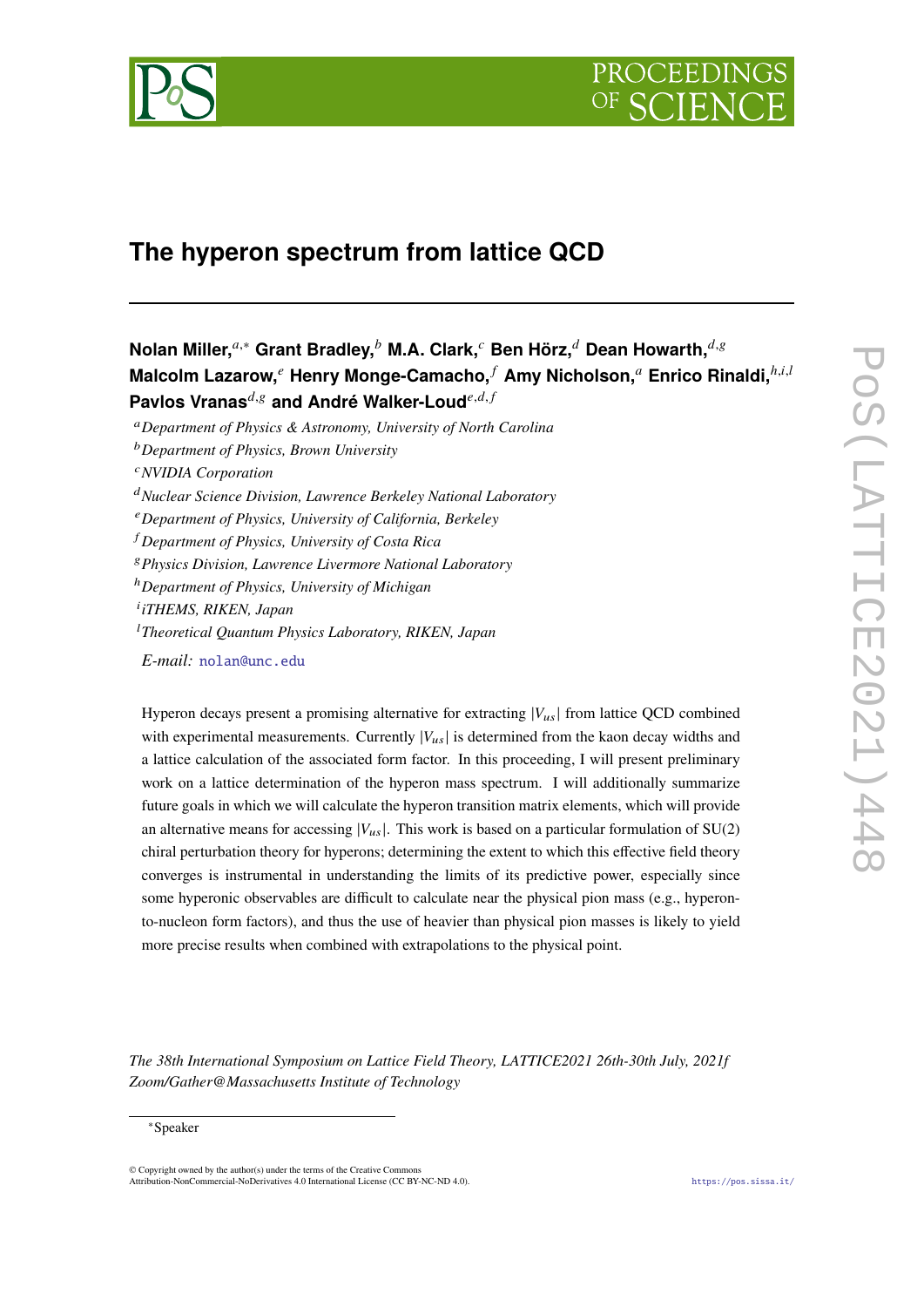# The hyperon spectrum from lattice QCD

**Nolan Miller,**[a,*] **Grant Bradley,**[b] **M.A. Clark,**[c] **Ben Hörz,**[d] **Dean Howarth,**[d,g] **Malcolm Lazarow,**[e] **Henry Monge-Camacho,**[f] **Amy Nicholson,**[a] **Enrico Rinaldi,**[h,i,l] **Pavlos Vranas**[d,g] **and André Walker-Loud**[e,d,f]

[a] *Department of Physics & Astronomy, University of North Carolina*
[b] *Department of Physics, Brown University*
[c] *NVIDIA Corporation*
[d] *Nuclear Science Division, Lawrence Berkeley National Laboratory*
[e] *Department of Physics, University of California, Berkeley*
[f] *Department of Physics, University of Costa Rica*
[g] *Physics Division, Lawrence Livermore National Laboratory*
[h] *Department of Physics, University of Michigan*
[i] *iTHEMS, RIKEN, Japan*
[l] *Theoretical Quantum Physics Laboratory, RIKEN, Japan*

*E-mail:* nolan@unc.edu

Hyperon decays present a promising alternative for extracting $|V_{us}|$ from lattice QCD combined with experimental measurements. Currently $|V_{us}|$ is determined from the kaon decay widths and a lattice calculation of the associated form factor. In this proceeding, I will present preliminary work on a lattice determination of the hyperon mass spectrum. I will additionally summarize future goals in which we will calculate the hyperon transition matrix elements, which will provide an alternative means for accessing $|V_{us}|$. This work is based on a particular formulation of SU(2) chiral perturbation theory for hyperons; determining the extent to which this effective field theory converges is instrumental in understanding the limits of its predictive power, especially since some hyperonic observables are difficult to calculate near the physical pion mass (e.g., hyperon-to-nucleon form factors), and thus the use of heavier than physical pion masses is likely to yield more precise results when combined with extrapolations to the physical point.

*The 38th International Symposium on Lattice Field Theory, LATTICE2021 26th-30th July, 2021f Zoom/Gather@Massachusetts Institute of Technology*

*Speaker

© Copyright owned by the author(s) under the terms of the Creative Commons Attribution-NonCommercial-NoDerivatives 4.0 International License (CC BY-NC-ND 4.0).

https://pos.sissa.it/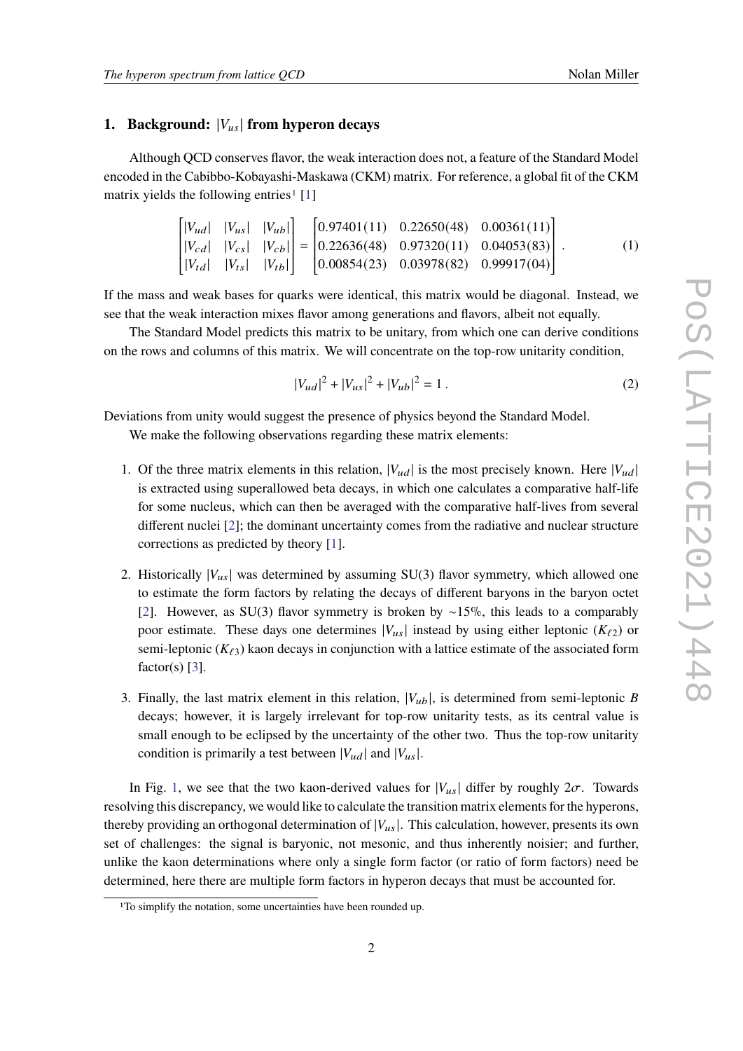## 1. Background: $|V_{us}|$ from hyperon decays

Although QCD conserves flavor, the weak interaction does not, a feature of the Standard Model encoded in the Cabibbo-Kobayashi-Maskawa (CKM) matrix. For reference, a global fit of the CKM matrix yields the following entries[1] [1]

$$\begin{bmatrix} |V_{ud}| & |V_{us}| & |V_{ub}| \\ |V_{cd}| & |V_{cs}| & |V_{cb}| \\ |V_{td}| & |V_{ts}| & |V_{tb}| \end{bmatrix} = \begin{bmatrix} 0.97401(11) & 0.22650(48) & 0.00361(11) \\ 0.22636(48) & 0.97320(11) & 0.04053(83) \\ 0.00854(23) & 0.03978(82) & 0.99917(04) \end{bmatrix} . \tag{1}$$

If the mass and weak bases for quarks were identical, this matrix would be diagonal. Instead, we see that the weak interaction mixes flavor among generations and flavors, albeit not equally.

The Standard Model predicts this matrix to be unitary, from which one can derive conditions on the rows and columns of this matrix. We will concentrate on the top-row unitarity condition,

$$|V_{ud}|^2 + |V_{us}|^2 + |V_{ub}|^2 = 1 . \tag{2}$$

Deviations from unity would suggest the presence of physics beyond the Standard Model.

We make the following observations regarding these matrix elements:

1. Of the three matrix elements in this relation, $|V_{ud}|$ is the most precisely known. Here $|V_{ud}|$ is extracted using superallowed beta decays, in which one calculates a comparative half-life for some nucleus, which can then be averaged with the comparative half-lives from several different nuclei [2]; the dominant uncertainty comes from the radiative and nuclear structure corrections as predicted by theory [1].

2. Historically $|V_{us}|$ was determined by assuming SU(3) flavor symmetry, which allowed one to estimate the form factors by relating the decays of different baryons in the baryon octet [2]. However, as SU(3) flavor symmetry is broken by $\sim$15%, this leads to a comparably poor estimate. These days one determines $|V_{us}|$ instead by using either leptonic ($K_{\ell 2}$) or semi-leptonic ($K_{\ell 3}$) kaon decays in conjunction with a lattice estimate of the associated form factor(s) [3].

3. Finally, the last matrix element in this relation, $|V_{ub}|$, is determined from semi-leptonic $B$ decays; however, it is largely irrelevant for top-row unitarity tests, as its central value is small enough to be eclipsed by the uncertainty of the other two. Thus the top-row unitarity condition is primarily a test between $|V_{ud}|$ and $|V_{us}|$.

In Fig. 1, we see that the two kaon-derived values for $|V_{us}|$ differ by roughly $2\sigma$. Towards resolving this discrepancy, we would like to calculate the transition matrix elements for the hyperons, thereby providing an orthogonal determination of $|V_{us}|$. This calculation, however, presents its own set of challenges: the signal is baryonic, not mesonic, and thus inherently noisier; and further, unlike the kaon determinations where only a single form factor (or ratio of form factors) need be determined, here there are multiple form factors in hyperon decays that must be accounted for.

[1] To simplify the notation, some uncertainties have been rounded up.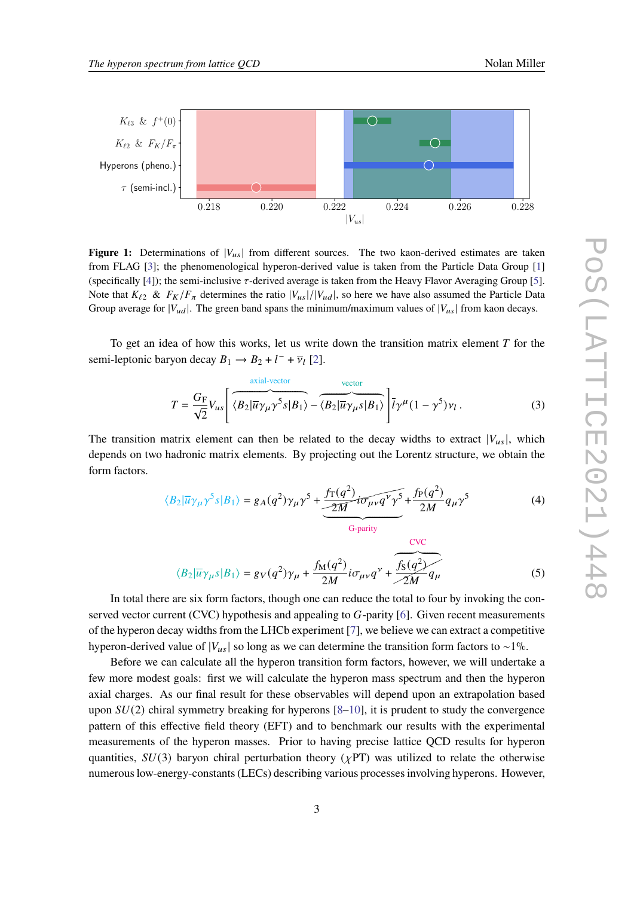$K_{\ell 3}$ & $f^+(0)$

$K_{\ell 2}$ & $F_K/F_\pi$

Hyperons (pheno.)

$\tau$ (semi-incl.)

0.218 0.220 0.222 0.224 0.226 0.228

$|V_{us}|$

**Figure 1:** Determinations of $|V_{us}|$ from different sources. The two kaon-derived estimates are taken from FLAG [3]; the phenomenological hyperon-derived value is taken from the Particle Data Group [1] (specifically [4]); the semi-inclusive $\tau$-derived average is taken from the Heavy Flavor Averaging Group [5]. Note that $K_{\ell 2}$ & $F_K/F_\pi$ determines the ratio $|V_{us}|/|V_{ud}|$, so here we have also assumed the Particle Data Group average for $|V_{ud}|$. The green band spans the minimum/maximum values of $|V_{us}|$ from kaon decays.

To get an idea of how this works, let us write down the transition matrix element $T$ for the semi-leptonic baryon decay $B_1 \to B_2 + l^- + \overline{\nu}_l$ [2].

$$T = \frac{G_\text{F}}{\sqrt{2}} V_{us} \left[ \overbrace{\langle B_2 | \overline{u} \gamma_\mu \gamma^5 s | B_1 \rangle}^{\text{axial-vector}} - \overbrace{\langle B_2 | \overline{u} \gamma_\mu s | B_1 \rangle}^{\text{vector}} \right] \overline{l} \gamma^\mu (1 - \gamma^5) \nu_l \,. \tag{3}$$

The transition matrix element can then be related to the decay widths to extract $|V_{us}|$, which depends on two hadronic matrix elements. By projecting out the Lorentz structure, we obtain the form factors.

$$\langle B_2 | \overline{u} \gamma_\mu \gamma^5 s | B_1 \rangle = g_A(q^2) \gamma_\mu \gamma^5 + \underbrace{\cancel{\frac{f_\text{T}(q^2)}{2M} i\sigma_{\mu\nu} q^\nu \gamma^5}}_{\text{G-parity}} + \frac{f_\text{P}(q^2)}{2M} q_\mu \gamma^5 \tag{4}$$

$$\langle B_2 | \overline{u} \gamma_\mu s | B_1 \rangle = g_V(q^2) \gamma_\mu + \frac{f_\text{M}(q^2)}{2M} i\sigma_{\mu\nu} q^\nu + \overbrace{\cancel{\frac{f_\text{S}(q^2)}{2M} q_\mu}}^{\text{CVC}} \tag{5}$$

In total there are six form factors, though one can reduce the total to four by invoking the conserved vector current (CVC) hypothesis and appealing to $G$-parity [6]. Given recent measurements of the hyperon decay widths from the LHCb experiment [7], we believe we can extract a competitive hyperon-derived value of $|V_{us}|$ so long as we can determine the transition form factors to $\sim$1%.

Before we can calculate all the hyperon transition form factors, however, we will undertake a few more modest goals: first we will calculate the hyperon mass spectrum and then the hyperon axial charges. As our final result for these observables will depend upon an extrapolation based upon $SU(2)$ chiral symmetry breaking for hyperons [8–10], it is prudent to study the convergence pattern of this effective field theory (EFT) and to benchmark our results with the experimental measurements of the hyperon masses. Prior to having precise lattice QCD results for hyperon quantities, $SU(3)$ baryon chiral perturbation theory ($\chi$PT) was utilized to relate the otherwise numerous low-energy-constants (LECs) describing various processes involving hyperons. However,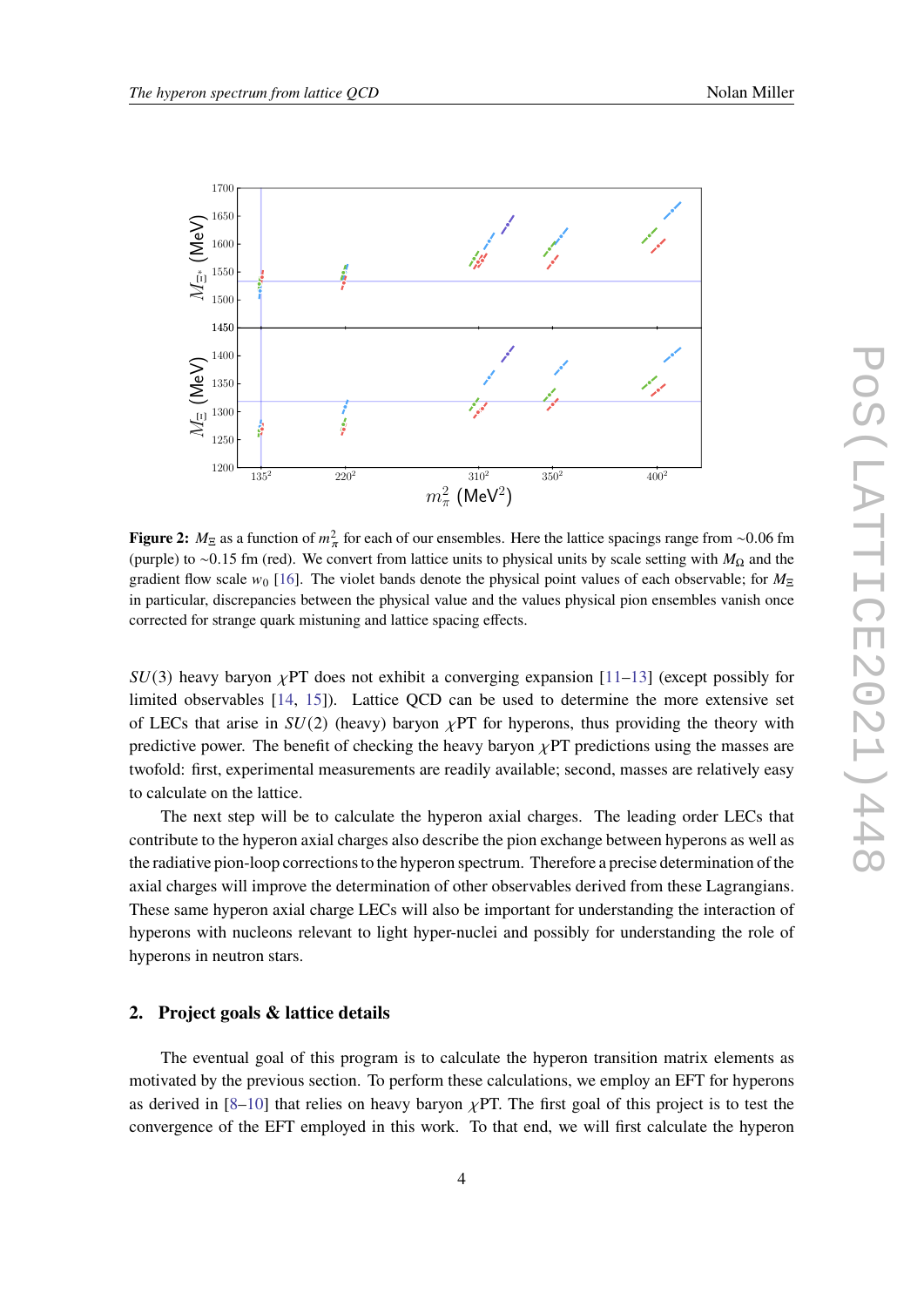**Figure 2:** $M_\Xi$ as a function of $m_\pi^2$ for each of our ensembles. Here the lattice spacings range from ~0.06 fm (purple) to ~0.15 fm (red). We convert from lattice units to physical units by scale setting with $M_\Omega$ and the gradient flow scale $w_0$ [16]. The violet bands denote the physical point values of each observable; for $M_\Xi$ in particular, discrepancies between the physical value and the values physical pion ensembles vanish once corrected for strange quark mistuning and lattice spacing effects.

$SU(3)$ heavy baryon $\chi$PT does not exhibit a converging expansion [11–13] (except possibly for limited observables [14, 15]). Lattice QCD can be used to determine the more extensive set of LECs that arise in $SU(2)$ (heavy) baryon $\chi$PT for hyperons, thus providing the theory with predictive power. The benefit of checking the heavy baryon $\chi$PT predictions using the masses are twofold: first, experimental measurements are readily available; second, masses are relatively easy to calculate on the lattice.

The next step will be to calculate the hyperon axial charges. The leading order LECs that contribute to the hyperon axial charges also describe the pion exchange between hyperons as well as the radiative pion-loop corrections to the hyperon spectrum. Therefore a precise determination of the axial charges will improve the determination of other observables derived from these Lagrangians. These same hyperon axial charge LECs will also be important for understanding the interaction of hyperons with nucleons relevant to light hyper-nuclei and possibly for understanding the role of hyperons in neutron stars.

## 2. Project goals & lattice details

The eventual goal of this program is to calculate the hyperon transition matrix elements as motivated by the previous section. To perform these calculations, we employ an EFT for hyperons as derived in [8–10] that relies on heavy baryon $\chi$PT. The first goal of this project is to test the convergence of the EFT employed in this work. To that end, we will first calculate the hyperon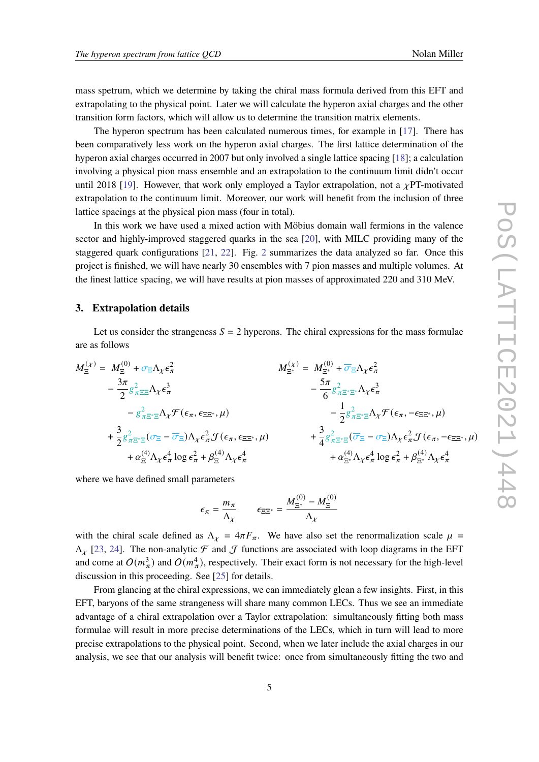mass spetrum, which we determine by taking the chiral mass formula derived from this EFT and extrapolating to the physical point. Later we will calculate the hyperon axial charges and the other transition form factors, which will allow us to determine the transition matrix elements.

The hyperon spectrum has been calculated numerous times, for example in [17]. There has been comparatively less work on the hyperon axial charges. The first lattice determination of the hyperon axial charges occurred in 2007 but only involved a single lattice spacing [18]; a calculation involving a physical pion mass ensemble and an extrapolation to the continuum limit didn't occur until 2018 [19]. However, that work only employed a Taylor extrapolation, not a $\chi$PT-motivated extrapolation to the continuum limit. Moreover, our work will benefit from the inclusion of three lattice spacings at the physical pion mass (four in total).

In this work we have used a mixed action with Möbius domain wall fermions in the valence sector and highly-improved staggered quarks in the sea [20], with MILC providing many of the staggered quark configurations [21, 22]. Fig. 2 summarizes the data analyzed so far. Once this project is finished, we will have nearly 30 ensembles with 7 pion masses and multiple volumes. At the finest lattice spacing, we will have results at pion masses of approximated 220 and 310 MeV.

## 3. Extrapolation details

Let us consider the strangeness $S = 2$ hyperons. The chiral expressions for the mass formulae are as follows

$$
\begin{aligned}
M_{\Xi}^{(\chi)} = \; & M_{\Xi}^{(0)} + \sigma_{\Xi}\Lambda_\chi \epsilon_\pi^2 \\
& - \frac{3\pi}{2} g_{\pi\Xi\Xi}^2 \Lambda_\chi \epsilon_\pi^3 \\
& - g_{\pi\Xi^*\Xi}^2 \Lambda_\chi \mathcal{F}(\epsilon_\pi, \epsilon_{\Xi\Xi^*}, \mu) \\
& + \frac{3}{2} g_{\pi\Xi^*\Xi}^2 (\sigma_{\Xi} - \overline{\sigma}_{\Xi}) \Lambda_\chi \epsilon_\pi^2 \mathcal{J}(\epsilon_\pi, \epsilon_{\Xi\Xi^*}, \mu) \\
& + \alpha_{\Xi}^{(4)} \Lambda_\chi \epsilon_\pi^4 \log \epsilon_\pi^2 + \beta_{\Xi}^{(4)} \Lambda_\chi \epsilon_\pi^4
\end{aligned}
$$

$$
\begin{aligned}
M_{\Xi^*}^{(\chi)} = \; & M_{\Xi^*}^{(0)} + \overline{\sigma}_{\Xi}\Lambda_\chi \epsilon_\pi^2 \\
& - \frac{5\pi}{6} g_{\pi\Xi^*\Xi^*}^2 \Lambda_\chi \epsilon_\pi^3 \\
& - \frac{1}{2} g_{\pi\Xi^*\Xi}^2 \Lambda_\chi \mathcal{F}(\epsilon_\pi, -\epsilon_{\Xi\Xi^*}, \mu) \\
& + \frac{3}{4} g_{\pi\Xi^*\Xi}^2 (\overline{\sigma}_{\Xi} - \sigma_{\Xi}) \Lambda_\chi \epsilon_\pi^2 \mathcal{J}(\epsilon_\pi, -\epsilon_{\Xi\Xi^*}, \mu) \\
& + \alpha_{\Xi^*}^{(4)} \Lambda_\chi \epsilon_\pi^4 \log \epsilon_\pi^2 + \beta_{\Xi^*}^{(4)} \Lambda_\chi \epsilon_\pi^4
\end{aligned}
$$

where we have defined small parameters

$$
\epsilon_\pi = \frac{m_\pi}{\Lambda_\chi} \qquad \epsilon_{\Xi\Xi^*} = \frac{M_{\Xi^*}^{(0)} - M_{\Xi}^{(0)}}{\Lambda_\chi}
$$

with the chiral scale defined as $\Lambda_\chi = 4\pi F_\pi$. We have also set the renormalization scale $\mu = \Lambda_\chi$ [23, 24]. The non-analytic $\mathcal{F}$ and $\mathcal{J}$ functions are associated with loop diagrams in the EFT and come at $O(m_\pi^3)$ and $O(m_\pi^4)$, respectively. Their exact form is not necessary for the high-level discussion in this proceeding. See [25] for details.

From glancing at the chiral expressions, we can immediately glean a few insights. First, in this EFT, baryons of the same strangeness will share many common LECs. Thus we see an immediate advantage of a chiral extrapolation over a Taylor extrapolation: simultaneously fitting both mass formulae will result in more precise determinations of the LECs, which in turn will lead to more precise extrapolations to the physical point. Second, when we later include the axial charges in our analysis, we see that our analysis will benefit twice: once from simultaneously fitting the two and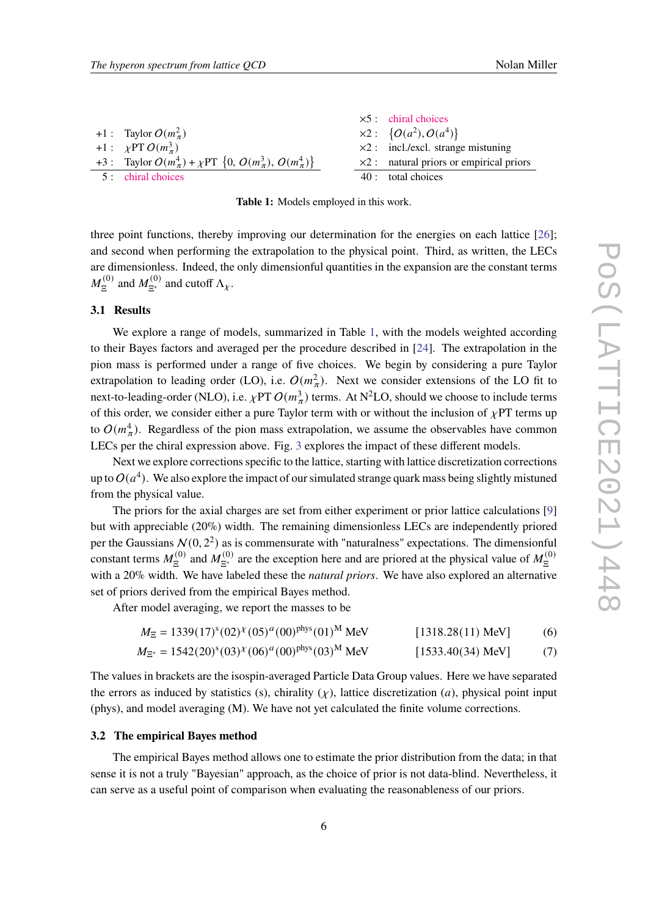| | | | |
|---|---|---|---|
| | | ×5 : | chiral choices |
| +1 : | Taylor $O(m_\pi^2)$ | ×2 : | $\{O(a^2), O(a^4)\}$ |
| +1 : | $\chi$PT $O(m_\pi^3)$ | ×2 : | incl./excl. strange mistuning |
| +3 : | Taylor $O(m_\pi^4) + \chi$PT $\{0,\, O(m_\pi^3),\, O(m_\pi^4)\}$ | ×2 : | natural priors or empirical priors |
| 5 : | chiral choices | 40 : | total choices |

**Table 1:** Models employed in this work.

three point functions, thereby improving our determination for the energies on each lattice [26]; and second when performing the extrapolation to the physical point. Third, as written, the LECs are dimensionless. Indeed, the only dimensionful quantities in the expansion are the constant terms $M_{\Xi}^{(0)}$ and $M_{\Xi^*}^{(0)}$ and cutoff $\Lambda_\chi$.

### 3.1 Results

We explore a range of models, summarized in Table 1, with the models weighted according to their Bayes factors and averaged per the procedure described in [24]. The extrapolation in the pion mass is performed under a range of five choices. We begin by considering a pure Taylor extrapolation to leading order (LO), i.e. $O(m_\pi^2)$. Next we consider extensions of the LO fit to next-to-leading-order (NLO), i.e. $\chi$PT $O(m_\pi^3)$ terms. At N$^2$LO, should we choose to include terms of this order, we consider either a pure Taylor term with or without the inclusion of $\chi$PT terms up to $O(m_\pi^4)$. Regardless of the pion mass extrapolation, we assume the observables have common LECs per the chiral expression above. Fig. 3 explores the impact of these different models.

Next we explore corrections specific to the lattice, starting with lattice discretization corrections up to $O(a^4)$. We also explore the impact of our simulated strange quark mass being slightly mistuned from the physical value.

The priors for the axial charges are set from either experiment or prior lattice calculations [9] but with appreciable (20%) width. The remaining dimensionless LECs are independently priored per the Gaussians $\mathcal{N}(0, 2^2)$ as is commensurate with "naturalness" expectations. The dimensionful constant terms $M_{\Xi}^{(0)}$ and $M_{\Xi^*}^{(0)}$ are the exception here and are priored at the physical value of $M_{\Xi}^{(0)}$ with a 20% width. We have labeled these the *natural priors*. We have also explored an alternative set of priors derived from the empirical Bayes method.

After model averaging, we report the masses to be

$$M_{\Xi} = 1339(17)^{s}(02)^{\chi}(05)^{a}(00)^{\text{phys}}(01)^{\text{M}}\ \text{MeV} \qquad [1318.28(11)\ \text{MeV}] \tag{6}$$

$$M_{\Xi^*} = 1542(20)^{s}(03)^{\chi}(06)^{a}(00)^{\text{phys}}(03)^{\text{M}}\ \text{MeV} \qquad [1533.40(34)\ \text{MeV}] \tag{7}$$

The values in brackets are the isospin-averaged Particle Data Group values. Here we have separated the errors as induced by statistics (s), chirality ($\chi$), lattice discretization ($a$), physical point input (phys), and model averaging (M). We have not yet calculated the finite volume corrections.

### 3.2 The empirical Bayes method

The empirical Bayes method allows one to estimate the prior distribution from the data; in that sense it is not a truly "Bayesian" approach, as the choice of prior is not data-blind. Nevertheless, it can serve as a useful point of comparison when evaluating the reasonableness of our priors.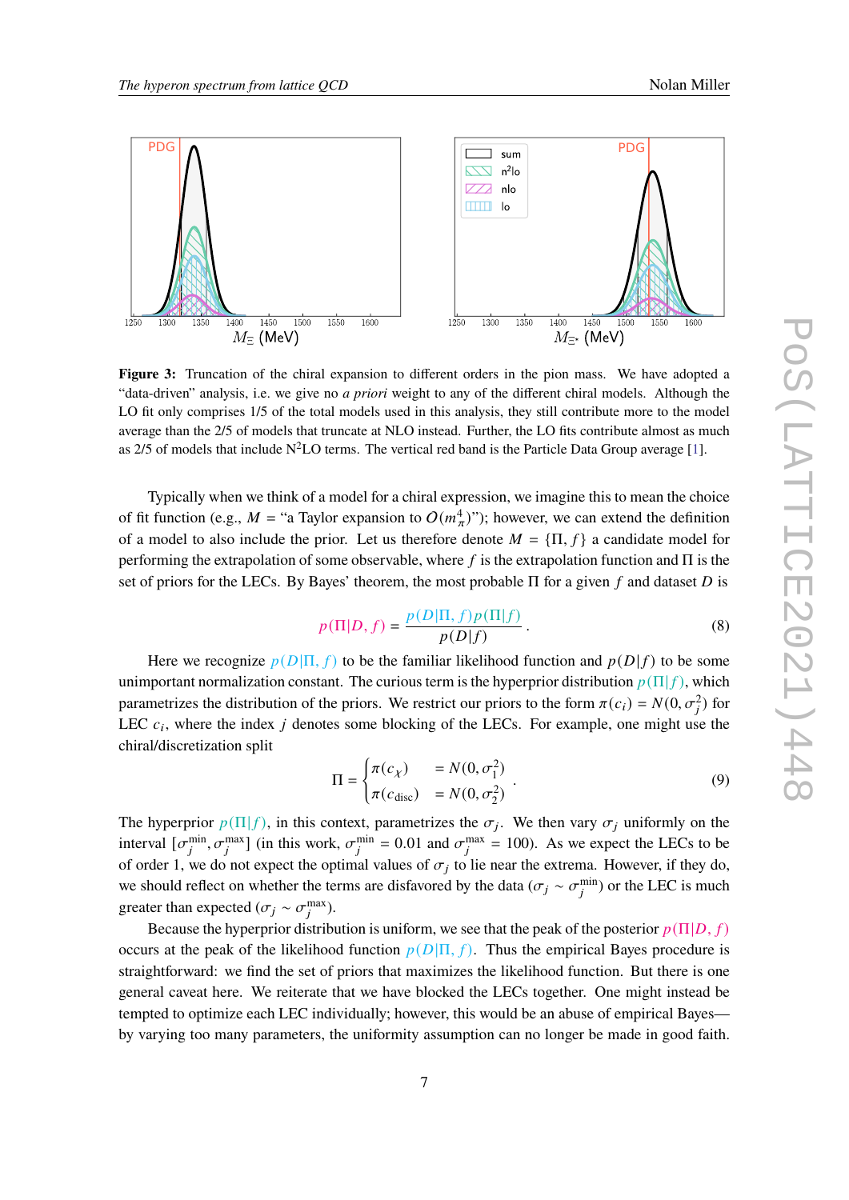PDG

1250 1300 1350 1400 1450 1500 1550 1600

$M_\Xi$ (MeV)

sum

n²lo

nlo

lo

PDG

1250 1300 1350 1400 1450 1500 1550 1600

$M_{\Xi^*}$ (MeV)

**Figure 3:** Truncation of the chiral expansion to different orders in the pion mass. We have adopted a "data-driven" analysis, i.e. we give no *a priori* weight to any of the different chiral models. Although the LO fit only comprises 1/5 of the total models used in this analysis, they still contribute more to the model average than the 2/5 of models that truncate at NLO instead. Further, the LO fits contribute almost as much as 2/5 of models that include N$^2$LO terms. The vertical red band is the Particle Data Group average [1].

Typically when we think of a model for a chiral expression, we imagine this to mean the choice of fit function (e.g., $M$ = "a Taylor expansion to $O(m_\pi^4)$"); however, we can extend the definition of a model to also include the prior. Let us therefore denote $M = \{\Pi, f\}$ a candidate model for performing the extrapolation of some observable, where $f$ is the extrapolation function and $\Pi$ is the set of priors for the LECs. By Bayes' theorem, the most probable $\Pi$ for a given $f$ and dataset $D$ is

$$p(\Pi|D, f) = \frac{p(D|\Pi, f)p(\Pi|f)}{p(D|f)} \,. \tag{8}$$

Here we recognize $p(D|\Pi, f)$ to be the familiar likelihood function and $p(D|f)$ to be some unimportant normalization constant. The curious term is the hyperprior distribution $p(\Pi|f)$, which parametrizes the distribution of the priors. We restrict our priors to the form $\pi(c_i) = N(0, \sigma_j^2)$ for LEC $c_i$, where the index $j$ denotes some blocking of the LECs. For example, one might use the chiral/discretization split

$$\Pi = \begin{cases} \pi(c_\chi) & = N(0, \sigma_1^2) \\ \pi(c_{\text{disc}}) & = N(0, \sigma_2^2) \end{cases} \,. \tag{9}$$

The hyperprior $p(\Pi|f)$, in this context, parametrizes the $\sigma_j$. We then vary $\sigma_j$ uniformly on the interval $[\sigma_j^{\text{min}}, \sigma_j^{\text{max}}]$ (in this work, $\sigma_j^{\text{min}} = 0.01$ and $\sigma_j^{\text{max}} = 100$). As we expect the LECs to be of order 1, we do not expect the optimal values of $\sigma_j$ to lie near the extrema. However, if they do, we should reflect on whether the terms are disfavored by the data ($\sigma_j \sim \sigma_j^{\text{min}}$) or the LEC is much greater than expected ($\sigma_j \sim \sigma_j^{\text{max}}$).

Because the hyperprior distribution is uniform, we see that the peak of the posterior $p(\Pi|D, f)$ occurs at the peak of the likelihood function $p(D|\Pi, f)$. Thus the empirical Bayes procedure is straightforward: we find the set of priors that maximizes the likelihood function. But there is one general caveat here. We reiterate that we have blocked the LECs together. One might instead be tempted to optimize each LEC individually; however, this would be an abuse of empirical Bayes—by varying too many parameters, the uniformity assumption can no longer be made in good faith.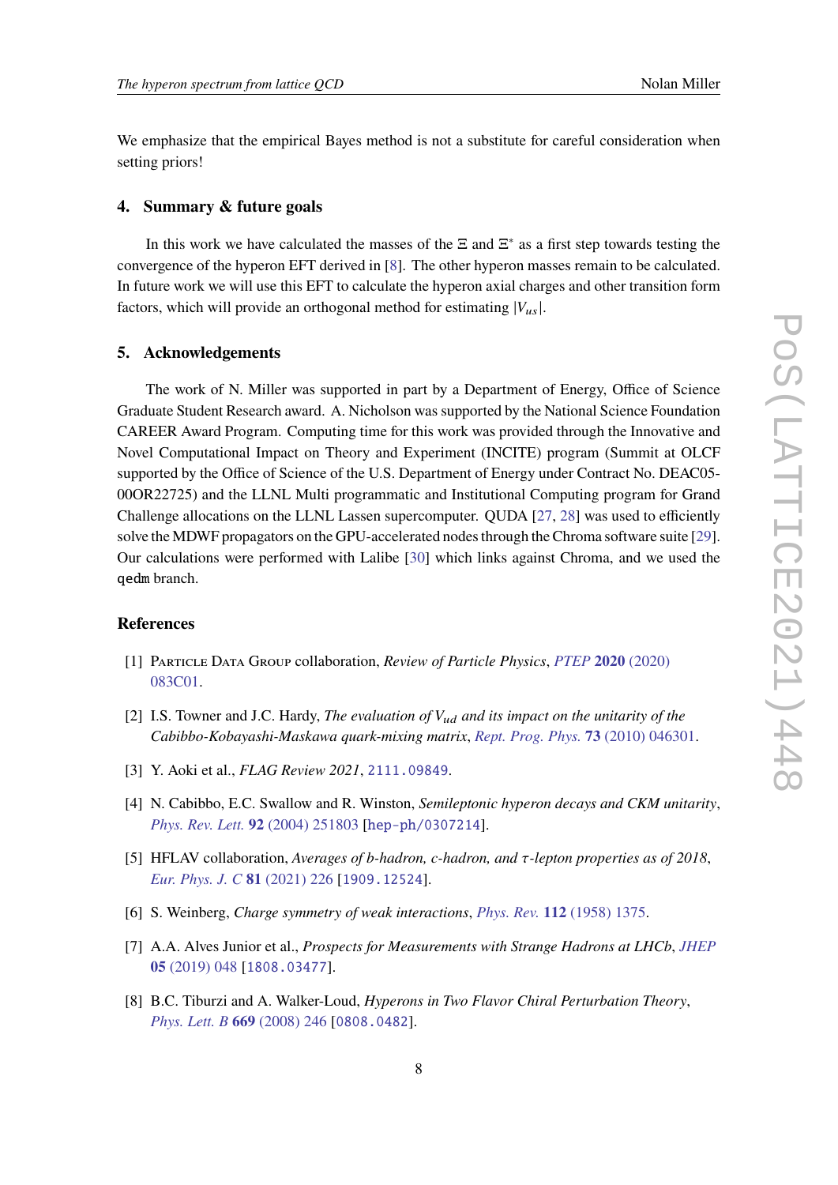We emphasize that the empirical Bayes method is not a substitute for careful consideration when setting priors!

## 4. Summary & future goals

In this work we have calculated the masses of the $\Xi$ and $\Xi^*$ as a first step towards testing the convergence of the hyperon EFT derived in [8]. The other hyperon masses remain to be calculated. In future work we will use this EFT to calculate the hyperon axial charges and other transition form factors, which will provide an orthogonal method for estimating $|V_{us}|$.

## 5. Acknowledgements

The work of N. Miller was supported in part by a Department of Energy, Office of Science Graduate Student Research award. A. Nicholson was supported by the National Science Foundation CAREER Award Program. Computing time for this work was provided through the Innovative and Novel Computational Impact on Theory and Experiment (INCITE) program (Summit at OLCF supported by the Office of Science of the U.S. Department of Energy under Contract No. DEAC05-00OR22725) and the LLNL Multi programmatic and Institutional Computing program for Grand Challenge allocations on the LLNL Lassen supercomputer. QUDA [27, 28] was used to efficiently solve the MDWF propagators on the GPU-accelerated nodes through the Chroma software suite [29]. Our calculations were performed with Lalibe [30] which links against Chroma, and we used the `qedm` branch.

## References

[1] Particle Data Group collaboration, *Review of Particle Physics*, *PTEP* **2020** (2020) 083C01.

[2] I.S. Towner and J.C. Hardy, *The evaluation of $V_{ud}$ and its impact on the unitarity of the Cabibbo-Kobayashi-Maskawa quark-mixing matrix*, *Rept. Prog. Phys.* **73** (2010) 046301.

[3] Y. Aoki et al., *FLAG Review 2021*, 2111.09849.

[4] N. Cabibbo, E.C. Swallow and R. Winston, *Semileptonic hyperon decays and CKM unitarity*, *Phys. Rev. Lett.* **92** (2004) 251803 [hep-ph/0307214].

[5] HFLAV collaboration, *Averages of b-hadron, c-hadron, and $\tau$-lepton properties as of 2018*, *Eur. Phys. J. C* **81** (2021) 226 [1909.12524].

[6] S. Weinberg, *Charge symmetry of weak interactions*, *Phys. Rev.* **112** (1958) 1375.

[7] A.A. Alves Junior et al., *Prospects for Measurements with Strange Hadrons at LHCb*, *JHEP* **05** (2019) 048 [1808.03477].

[8] B.C. Tiburzi and A. Walker-Loud, *Hyperons in Two Flavor Chiral Perturbation Theory*, *Phys. Lett. B* **669** (2008) 246 [0808.0482].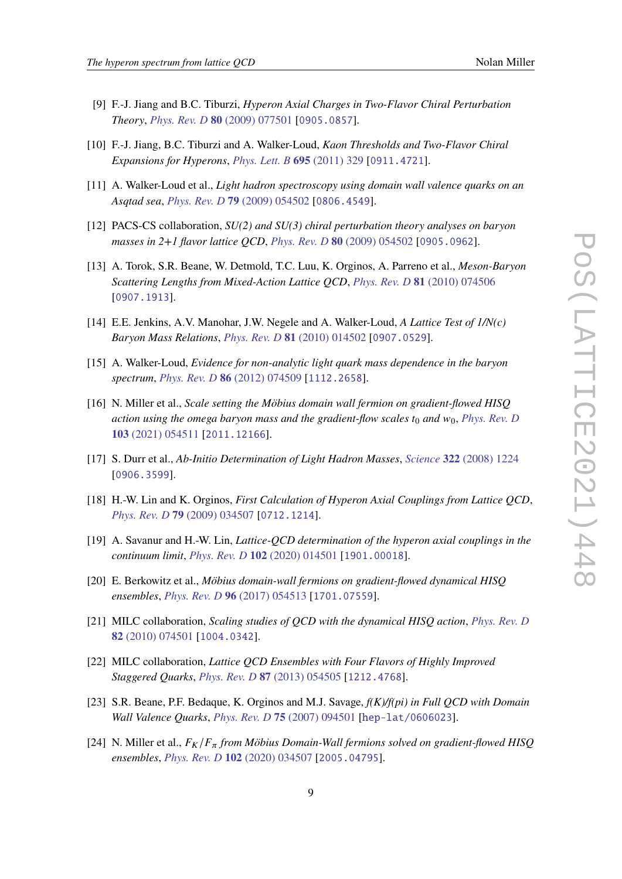[9] F.-J. Jiang and B.C. Tiburzi, *Hyperon Axial Charges in Two-Flavor Chiral Perturbation Theory*, *Phys. Rev. D* **80** (2009) 077501 [0905.0857].

[10] F.-J. Jiang, B.C. Tiburzi and A. Walker-Loud, *Kaon Thresholds and Two-Flavor Chiral Expansions for Hyperons*, *Phys. Lett. B* **695** (2011) 329 [0911.4721].

[11] A. Walker-Loud et al., *Light hadron spectroscopy using domain wall valence quarks on an Asqtad sea*, *Phys. Rev. D* **79** (2009) 054502 [0806.4549].

[12] PACS-CS collaboration, *SU(2) and SU(3) chiral perturbation theory analyses on baryon masses in 2+1 flavor lattice QCD*, *Phys. Rev. D* **80** (2009) 054502 [0905.0962].

[13] A. Torok, S.R. Beane, W. Detmold, T.C. Luu, K. Orginos, A. Parreno et al., *Meson-Baryon Scattering Lengths from Mixed-Action Lattice QCD*, *Phys. Rev. D* **81** (2010) 074506 [0907.1913].

[14] E.E. Jenkins, A.V. Manohar, J.W. Negele and A. Walker-Loud, *A Lattice Test of 1/N(c) Baryon Mass Relations*, *Phys. Rev. D* **81** (2010) 014502 [0907.0529].

[15] A. Walker-Loud, *Evidence for non-analytic light quark mass dependence in the baryon spectrum*, *Phys. Rev. D* **86** (2012) 074509 [1112.2658].

[16] N. Miller et al., *Scale setting the Möbius domain wall fermion on gradient-flowed HISQ action using the omega baryon mass and the gradient-flow scales $t_0$ and $w_0$*, *Phys. Rev. D* **103** (2021) 054511 [2011.12166].

[17] S. Durr et al., *Ab-Initio Determination of Light Hadron Masses*, *Science* **322** (2008) 1224 [0906.3599].

[18] H.-W. Lin and K. Orginos, *First Calculation of Hyperon Axial Couplings from Lattice QCD*, *Phys. Rev. D* **79** (2009) 034507 [0712.1214].

[19] A. Savanur and H.-W. Lin, *Lattice-QCD determination of the hyperon axial couplings in the continuum limit*, *Phys. Rev. D* **102** (2020) 014501 [1901.00018].

[20] E. Berkowitz et al., *Möbius domain-wall fermions on gradient-flowed dynamical HISQ ensembles*, *Phys. Rev. D* **96** (2017) 054513 [1701.07559].

[21] MILC collaboration, *Scaling studies of QCD with the dynamical HISQ action*, *Phys. Rev. D* **82** (2010) 074501 [1004.0342].

[22] MILC collaboration, *Lattice QCD Ensembles with Four Flavors of Highly Improved Staggered Quarks*, *Phys. Rev. D* **87** (2013) 054505 [1212.4768].

[23] S.R. Beane, P.F. Bedaque, K. Orginos and M.J. Savage, *f(K)/f(pi) in Full QCD with Domain Wall Valence Quarks*, *Phys. Rev. D* **75** (2007) 094501 [hep-lat/0606023].

[24] N. Miller et al., *$F_K/F_\pi$ from Möbius Domain-Wall fermions solved on gradient-flowed HISQ ensembles*, *Phys. Rev. D* **102** (2020) 034507 [2005.04795].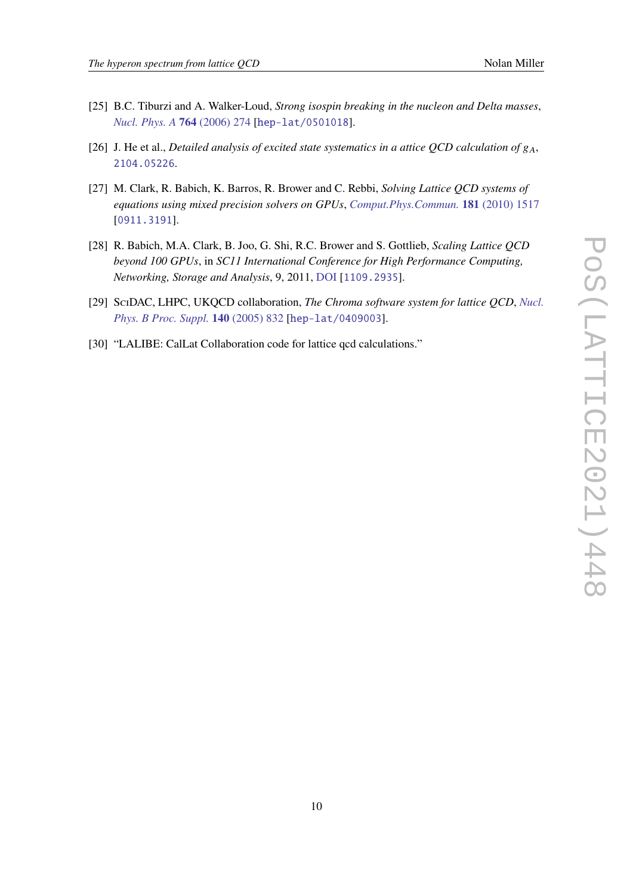[25] B.C. Tiburzi and A. Walker-Loud, *Strong isospin breaking in the nucleon and Delta masses*, *Nucl. Phys. A* **764** (2006) 274 [hep-lat/0501018].

[26] J. He et al., *Detailed analysis of excited state systematics in a attice QCD calculation of $g_A$*, 2104.05226.

[27] M. Clark, R. Babich, K. Barros, R. Brower and C. Rebbi, *Solving Lattice QCD systems of equations using mixed precision solvers on GPUs*, *Comput.Phys.Commun.* **181** (2010) 1517 [0911.3191].

[28] R. Babich, M.A. Clark, B. Joo, G. Shi, R.C. Brower and S. Gottlieb, *Scaling Lattice QCD beyond 100 GPUs*, in *SC11 International Conference for High Performance Computing, Networking, Storage and Analysis*, 9, 2011, DOI [1109.2935].

[29] SciDAC, LHPC, UKQCD collaboration, *The Chroma software system for lattice QCD*, *Nucl. Phys. B Proc. Suppl.* **140** (2005) 832 [hep-lat/0409003].

[30] "LALIBE: CalLat Collaboration code for lattice qcd calculations."